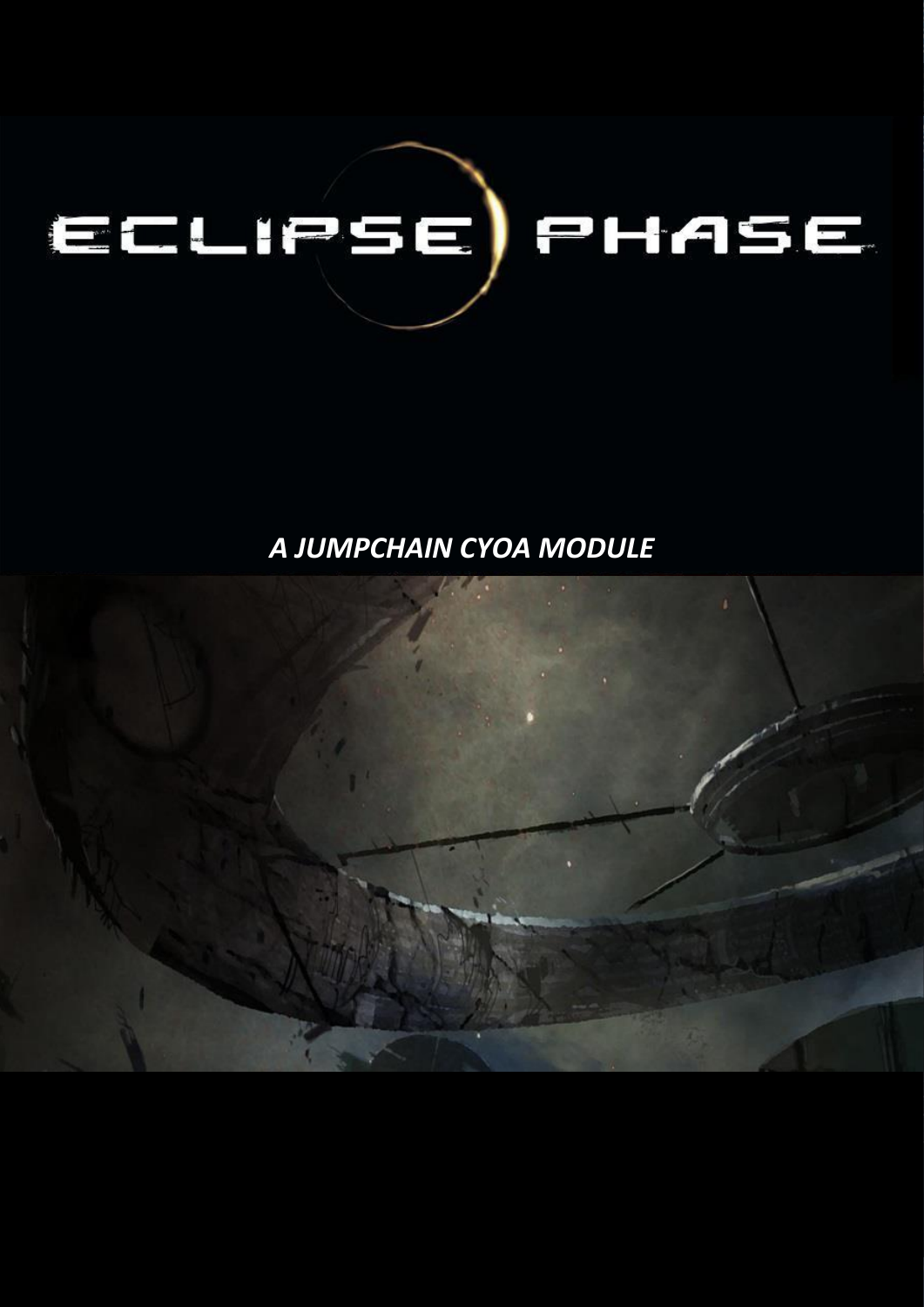# ECLIPSE PHASE

***A JUMPCHAIN CYOA MODULE***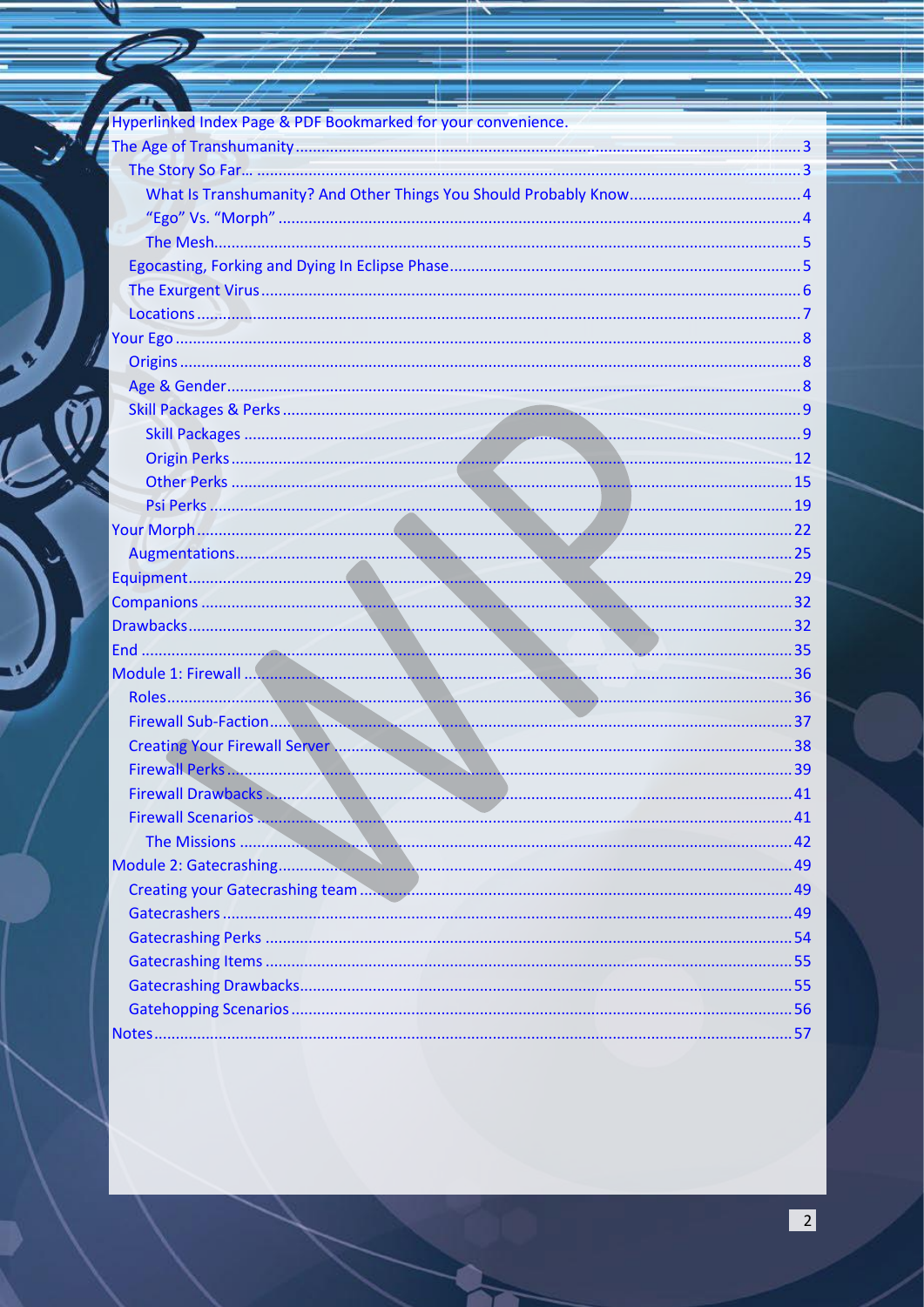Hyperlinked Index Page & PDF Bookmarked for your convenience.

- The Age of Transhumanity ... 3
  - The Story So Far… ... 3
    - What Is Transhumanity? And Other Things You Should Probably Know ... 4
    - “Ego” Vs. “Morph” ... 4
    - The Mesh ... 5
  - Egocasting, Forking and Dying In Eclipse Phase ... 5
  - The Exurgent Virus ... 6
  - Locations ... 7
- Your Ego ... 8
  - Origins ... 8
  - Age & Gender ... 8
  - Skill Packages & Perks ... 9
    - Skill Packages ... 9
    - Origin Perks ... 12
    - Other Perks ... 15
    - Psi Perks ... 19
- Your Morph ... 22
  - Augmentations ... 25
- Equipment ... 29
- Companions ... 32
- Drawbacks ... 32
- End ... 35
- Module 1: Firewall ... 36
  - Roles ... 36
  - Firewall Sub-Faction ... 37
  - Creating Your Firewall Server ... 38
  - Firewall Perks ... 39
  - Firewall Drawbacks ... 41
  - Firewall Scenarios ... 41
    - The Missions ... 42
- Module 2: Gatecrashing ... 49
  - Creating your Gatecrashing team ... 49
  - Gatecrashers ... 49
  - Gatecrashing Perks ... 54
  - Gatecrashing Items ... 55
  - Gatecrashing Drawbacks ... 55
  - Gatehopping Scenarios ... 56
- Notes ... 57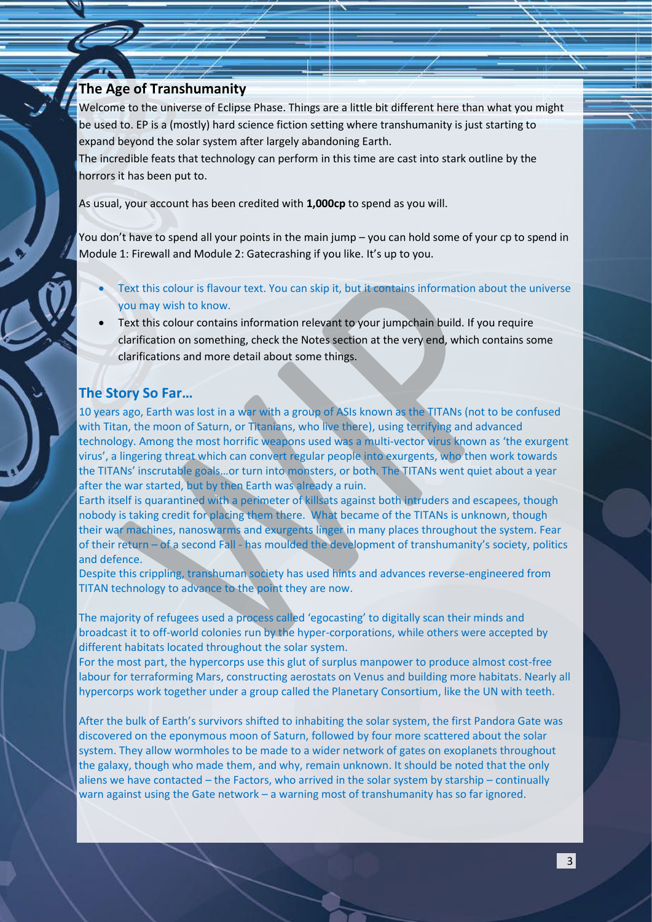## The Age of Transhumanity

Welcome to the universe of Eclipse Phase. Things are a little bit different here than what you might be used to. EP is a (mostly) hard science fiction setting where transhumanity is just starting to expand beyond the solar system after largely abandoning Earth.

The incredible feats that technology can perform in this time are cast into stark outline by the horrors it has been put to.

As usual, your account has been credited with **1,000cp** to spend as you will.

You don't have to spend all your points in the main jump – you can hold some of your cp to spend in Module 1: Firewall and Module 2: Gatecrashing if you like. It's up to you.

- Text this colour is flavour text. You can skip it, but it contains information about the universe you may wish to know.
- Text this colour contains information relevant to your jumpchain build. If you require clarification on something, check the Notes section at the very end, which contains some clarifications and more detail about some things.

## The Story So Far…

10 years ago, Earth was lost in a war with a group of ASIs known as the TITANs (not to be confused with Titan, the moon of Saturn, or Titanians, who live there), using terrifying and advanced technology. Among the most horrific weapons used was a multi-vector virus known as 'the exurgent virus', a lingering threat which can convert regular people into exurgents, who then work towards the TITANs' inscrutable goals…or turn into monsters, or both. The TITANs went quiet about a year after the war started, but by then Earth was already a ruin.

Earth itself is quarantined with a perimeter of killsats against both intruders and escapees, though nobody is taking credit for placing them there. What became of the TITANs is unknown, though their war machines, nanoswarms and exurgents linger in many places throughout the system. Fear of their return – of a second Fall - has moulded the development of transhumanity's society, politics and defence.

Despite this crippling, transhuman society has used hints and advances reverse-engineered from TITAN technology to advance to the point they are now.

The majority of refugees used a process called 'egocasting' to digitally scan their minds and broadcast it to off-world colonies run by the hyper-corporations, while others were accepted by different habitats located throughout the solar system.

For the most part, the hypercorps use this glut of surplus manpower to produce almost cost-free labour for terraforming Mars, constructing aerostats on Venus and building more habitats. Nearly all hypercorps work together under a group called the Planetary Consortium, like the UN with teeth.

After the bulk of Earth's survivors shifted to inhabiting the solar system, the first Pandora Gate was discovered on the eponymous moon of Saturn, followed by four more scattered about the solar system. They allow wormholes to be made to a wider network of gates on exoplanets throughout the galaxy, though who made them, and why, remain unknown. It should be noted that the only aliens we have contacted – the Factors, who arrived in the solar system by starship – continually warn against using the Gate network – a warning most of transhumanity has so far ignored.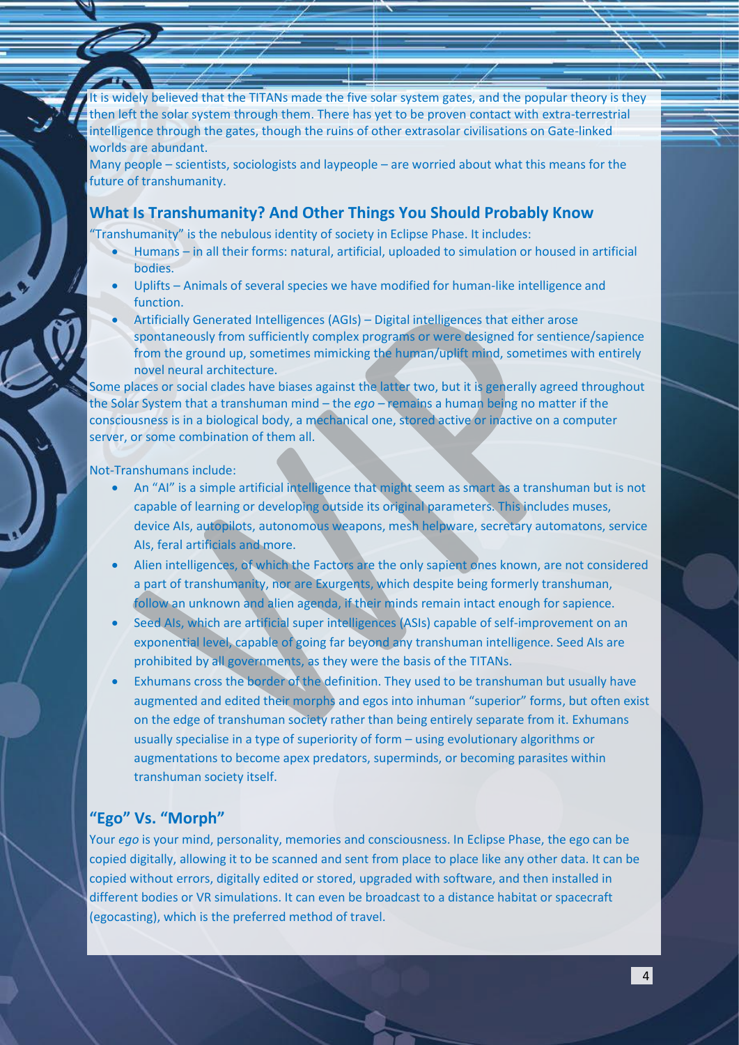It is widely believed that the TITANs made the five solar system gates, and the popular theory is they then left the solar system through them. There has yet to be proven contact with extra-terrestrial intelligence through the gates, though the ruins of other extrasolar civilisations on Gate-linked worlds are abundant.

Many people – scientists, sociologists and laypeople – are worried about what this means for the future of transhumanity.

## What Is Transhumanity? And Other Things You Should Probably Know

"Transhumanity" is the nebulous identity of society in Eclipse Phase. It includes:

- Humans – in all their forms: natural, artificial, uploaded to simulation or housed in artificial bodies.
- Uplifts – Animals of several species we have modified for human-like intelligence and function.
- Artificially Generated Intelligences (AGIs) – Digital intelligences that either arose spontaneously from sufficiently complex programs or were designed for sentience/sapience from the ground up, sometimes mimicking the human/uplift mind, sometimes with entirely novel neural architecture.

Some places or social clades have biases against the latter two, but it is generally agreed throughout the Solar System that a transhuman mind – the *ego* – remains a human being no matter if the consciousness is in a biological body, a mechanical one, stored active or inactive on a computer server, or some combination of them all.

Not-Transhumans include:

- An "AI" is a simple artificial intelligence that might seem as smart as a transhuman but is not capable of learning or developing outside its original parameters. This includes muses, device AIs, autopilots, autonomous weapons, mesh helpware, secretary automatons, service AIs, feral artificials and more.
- Alien intelligences, of which the Factors are the only sapient ones known, are not considered a part of transhumanity, nor are Exurgents, which despite being formerly transhuman, follow an unknown and alien agenda, if their minds remain intact enough for sapience.
- Seed AIs, which are artificial super intelligences (ASIs) capable of self-improvement on an exponential level, capable of going far beyond any transhuman intelligence. Seed AIs are prohibited by all governments, as they were the basis of the TITANs.
- Exhumans cross the border of the definition. They used to be transhuman but usually have augmented and edited their morphs and egos into inhuman "superior" forms, but often exist on the edge of transhuman society rather than being entirely separate from it. Exhumans usually specialise in a type of superiority of form – using evolutionary algorithms or augmentations to become apex predators, superminds, or becoming parasites within transhuman society itself.

## "Ego" Vs. "Morph"

Your *ego* is your mind, personality, memories and consciousness. In Eclipse Phase, the ego can be copied digitally, allowing it to be scanned and sent from place to place like any other data. It can be copied without errors, digitally edited or stored, upgraded with software, and then installed in different bodies or VR simulations. It can even be broadcast to a distance habitat or spacecraft (egocasting), which is the preferred method of travel.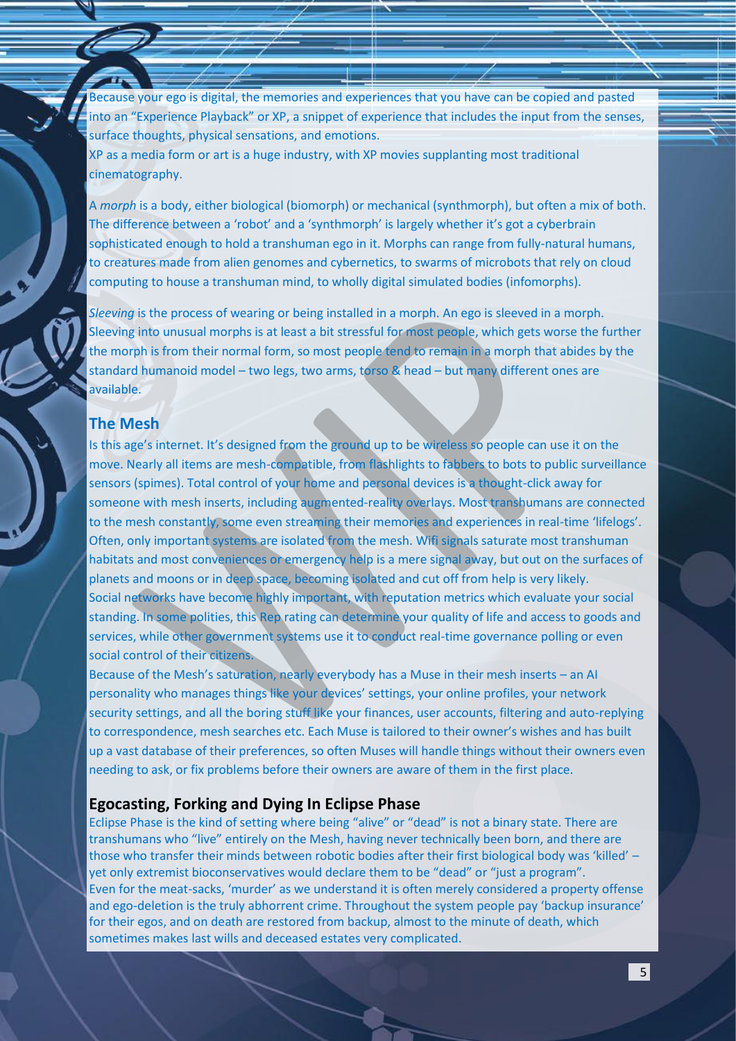Because your ego is digital, the memories and experiences that you have can be copied and pasted into an "Experience Playback" or XP, a snippet of experience that includes the input from the senses, surface thoughts, physical sensations, and emotions.
XP as a media form or art is a huge industry, with XP movies supplanting most traditional cinematography.

A *morph* is a body, either biological (biomorph) or mechanical (synthmorph), but often a mix of both. The difference between a 'robot' and a 'synthmorph' is largely whether it's got a cyberbrain sophisticated enough to hold a transhuman ego in it. Morphs can range from fully-natural humans, to creatures made from alien genomes and cybernetics, to swarms of microbots that rely on cloud computing to house a transhuman mind, to wholly digital simulated bodies (infomorphs).

*Sleeving* is the process of wearing or being installed in a morph. An ego is sleeved in a morph. Sleeving into unusual morphs is at least a bit stressful for most people, which gets worse the further the morph is from their normal form, so most people tend to remain in a morph that abides by the standard humanoid model – two legs, two arms, torso & head – but many different ones are available.

## The Mesh

Is this age's internet. It's designed from the ground up to be wireless so people can use it on the move. Nearly all items are mesh-compatible, from flashlights to fabbers to bots to public surveillance sensors (spimes). Total control of your home and personal devices is a thought-click away for someone with mesh inserts, including augmented-reality overlays. Most transhumans are connected to the mesh constantly, some even streaming their memories and experiences in real-time 'lifelogs'. Often, only important systems are isolated from the mesh. Wifi signals saturate most transhuman habitats and most conveniences or emergency help is a mere signal away, but out on the surfaces of planets and moons or in deep space, becoming isolated and cut off from help is very likely.
Social networks have become highly important, with reputation metrics which evaluate your social standing. In some polities, this Rep rating can determine your quality of life and access to goods and services, while other government systems use it to conduct real-time governance polling or even social control of their citizens.
Because of the Mesh's saturation, nearly everybody has a Muse in their mesh inserts – an AI personality who manages things like your devices' settings, your online profiles, your network security settings, and all the boring stuff like your finances, user accounts, filtering and auto-replying to correspondence, mesh searches etc. Each Muse is tailored to their owner's wishes and has built up a vast database of their preferences, so often Muses will handle things without their owners even needing to ask, or fix problems before their owners are aware of them in the first place.

## Egocasting, Forking and Dying In Eclipse Phase

Eclipse Phase is the kind of setting where being "alive" or "dead" is not a binary state. There are transhumans who "live" entirely on the Mesh, having never technically been born, and there are those who transfer their minds between robotic bodies after their first biological body was 'killed' – yet only extremist bioconservatives would declare them to be "dead" or "just a program".
Even for the meat-sacks, 'murder' as we understand it is often merely considered a property offense and ego-deletion is the truly abhorrent crime. Throughout the system people pay 'backup insurance' for their egos, and on death are restored from backup, almost to the minute of death, which sometimes makes last wills and deceased estates very complicated.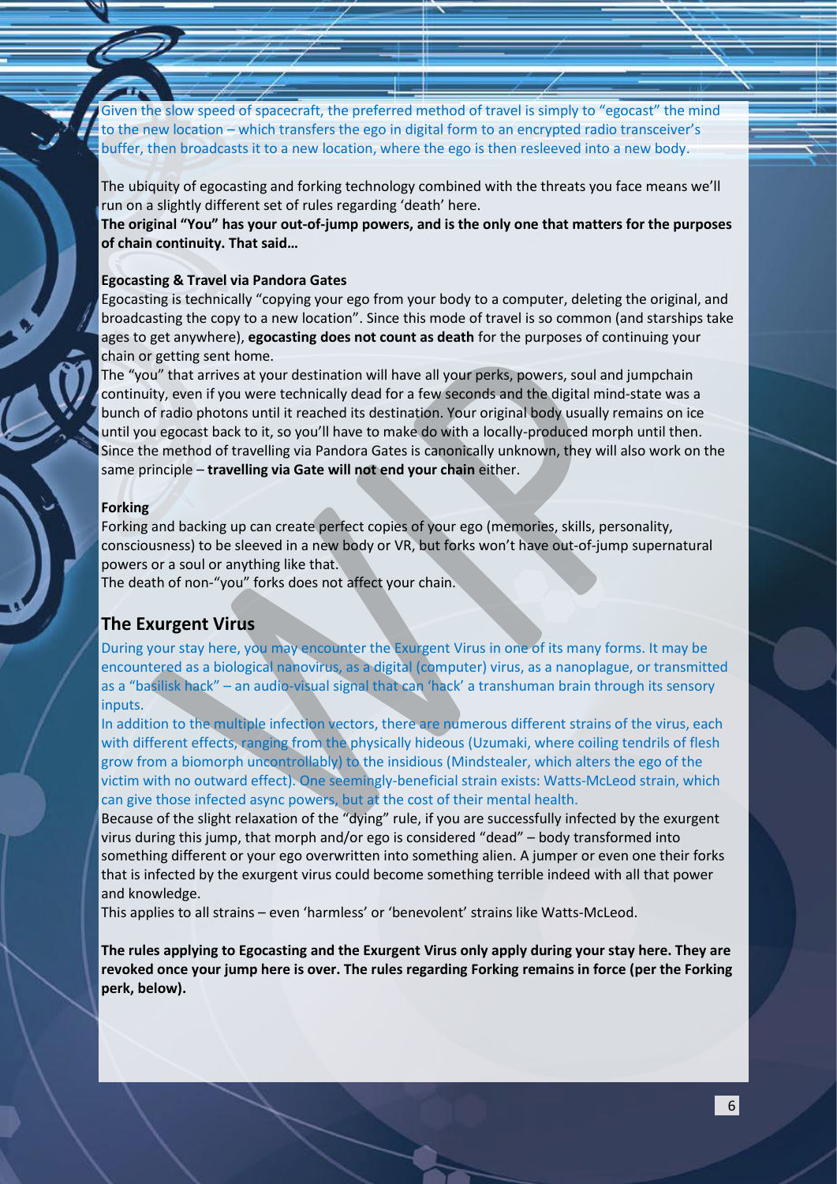Given the slow speed of spacecraft, the preferred method of travel is simply to "egocast" the mind to the new location – which transfers the ego in digital form to an encrypted radio transceiver's buffer, then broadcasts it to a new location, where the ego is then resleeved into a new body.

The ubiquity of egocasting and forking technology combined with the threats you face means we'll run on a slightly different set of rules regarding 'death' here.

**The original "You" has your out-of-jump powers, and is the only one that matters for the purposes of chain continuity. That said…**

**Egocasting & Travel via Pandora Gates**

Egocasting is technically "copying your ego from your body to a computer, deleting the original, and broadcasting the copy to a new location". Since this mode of travel is so common (and starships take ages to get anywhere), **egocasting does not count as death** for the purposes of continuing your chain or getting sent home.

The "you" that arrives at your destination will have all your perks, powers, soul and jumpchain continuity, even if you were technically dead for a few seconds and the digital mind-state was a bunch of radio photons until it reached its destination. Your original body usually remains on ice until you egocast back to it, so you'll have to make do with a locally-produced morph until then. Since the method of travelling via Pandora Gates is canonically unknown, they will also work on the same principle – **travelling via Gate will not end your chain** either.

**Forking**

Forking and backing up can create perfect copies of your ego (memories, skills, personality, consciousness) to be sleeved in a new body or VR, but forks won't have out-of-jump supernatural powers or a soul or anything like that.

The death of non-"you" forks does not affect your chain.

## The Exurgent Virus

During your stay here, you may encounter the Exurgent Virus in one of its many forms. It may be encountered as a biological nanovirus, as a digital (computer) virus, as a nanoplague, or transmitted as a "basilisk hack" – an audio-visual signal that can 'hack' a transhuman brain through its sensory inputs.

In addition to the multiple infection vectors, there are numerous different strains of the virus, each with different effects, ranging from the physically hideous (Uzumaki, where coiling tendrils of flesh grow from a biomorph uncontrollably) to the insidious (Mindstealer, which alters the ego of the victim with no outward effect). One seemingly-beneficial strain exists: Watts-McLeod strain, which can give those infected async powers, but at the cost of their mental health.

Because of the slight relaxation of the "dying" rule, if you are successfully infected by the exurgent virus during this jump, that morph and/or ego is considered "dead" – body transformed into something different or your ego overwritten into something alien. A jumper or even one their forks that is infected by the exurgent virus could become something terrible indeed with all that power and knowledge.

This applies to all strains – even 'harmless' or 'benevolent' strains like Watts-McLeod.

**The rules applying to Egocasting and the Exurgent Virus only apply during your stay here. They are revoked once your jump here is over. The rules regarding Forking remains in force (per the Forking perk, below).**